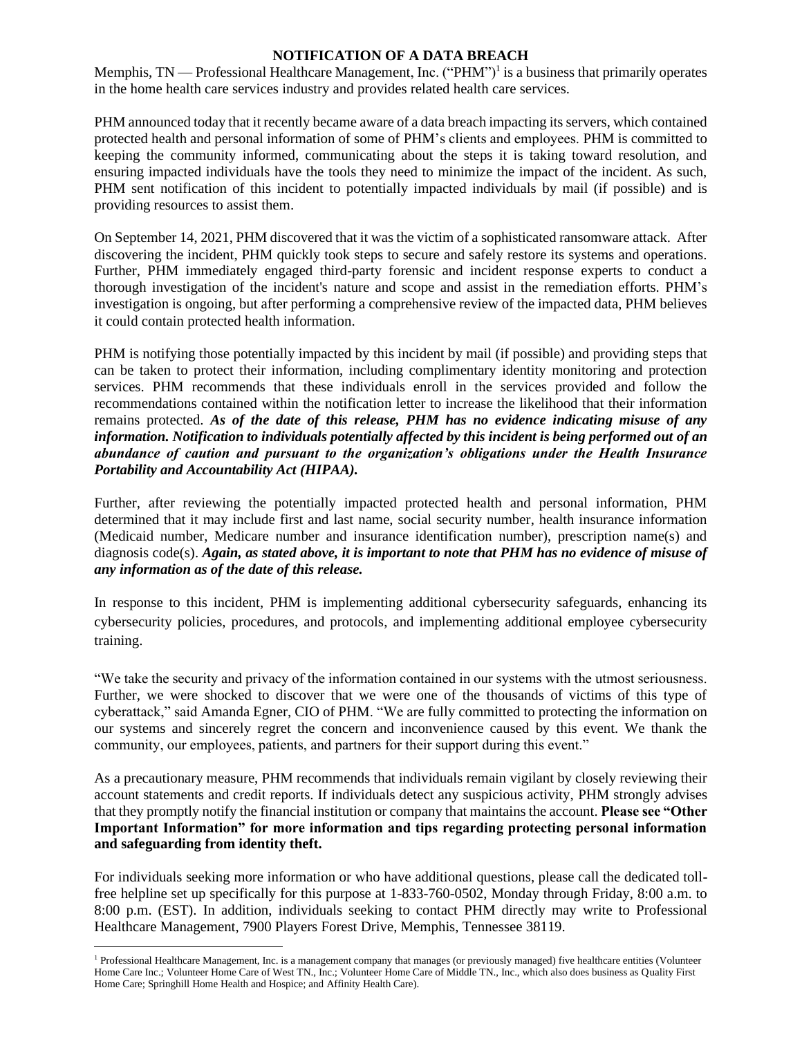# NOTIFICATION OF A DATA BREACH

Memphis, TN — Professional Healthcare Management, Inc. ("PHM")[1] is a business that primarily operates in the home health care services industry and provides related health care services.

PHM announced today that it recently became aware of a data breach impacting its servers, which contained protected health and personal information of some of PHM's clients and employees. PHM is committed to keeping the community informed, communicating about the steps it is taking toward resolution, and ensuring impacted individuals have the tools they need to minimize the impact of the incident. As such, PHM sent notification of this incident to potentially impacted individuals by mail (if possible) and is providing resources to assist them.

On September 14, 2021, PHM discovered that it was the victim of a sophisticated ransomware attack. After discovering the incident, PHM quickly took steps to secure and safely restore its systems and operations. Further, PHM immediately engaged third-party forensic and incident response experts to conduct a thorough investigation of the incident's nature and scope and assist in the remediation efforts. PHM's investigation is ongoing, but after performing a comprehensive review of the impacted data, PHM believes it could contain protected health information.

PHM is notifying those potentially impacted by this incident by mail (if possible) and providing steps that can be taken to protect their information, including complimentary identity monitoring and protection services. PHM recommends that these individuals enroll in the services provided and follow the recommendations contained within the notification letter to increase the likelihood that their information remains protected. ***As of the date of this release, PHM has no evidence indicating misuse of any information. Notification to individuals potentially affected by this incident is being performed out of an abundance of caution and pursuant to the organization's obligations under the Health Insurance Portability and Accountability Act (HIPAA).***

Further, after reviewing the potentially impacted protected health and personal information, PHM determined that it may include first and last name, social security number, health insurance information (Medicaid number, Medicare number and insurance identification number), prescription name(s) and diagnosis code(s). ***Again, as stated above, it is important to note that PHM has no evidence of misuse of any information as of the date of this release.***

In response to this incident, PHM is implementing additional cybersecurity safeguards, enhancing its cybersecurity policies, procedures, and protocols, and implementing additional employee cybersecurity training.

"We take the security and privacy of the information contained in our systems with the utmost seriousness. Further, we were shocked to discover that we were one of the thousands of victims of this type of cyberattack," said Amanda Egner, CIO of PHM. "We are fully committed to protecting the information on our systems and sincerely regret the concern and inconvenience caused by this event. We thank the community, our employees, patients, and partners for their support during this event."

As a precautionary measure, PHM recommends that individuals remain vigilant by closely reviewing their account statements and credit reports. If individuals detect any suspicious activity, PHM strongly advises that they promptly notify the financial institution or company that maintains the account. **Please see "Other Important Information" for more information and tips regarding protecting personal information and safeguarding from identity theft.**

For individuals seeking more information or who have additional questions, please call the dedicated toll-free helpline set up specifically for this purpose at 1-833-760-0502, Monday through Friday, 8:00 a.m. to 8:00 p.m. (EST). In addition, individuals seeking to contact PHM directly may write to Professional Healthcare Management, 7900 Players Forest Drive, Memphis, Tennessee 38119.

---

[1] Professional Healthcare Management, Inc. is a management company that manages (or previously managed) five healthcare entities (Volunteer Home Care Inc.; Volunteer Home Care of West TN., Inc.; Volunteer Home Care of Middle TN., Inc., which also does business as Quality First Home Care; Springhill Home Health and Hospice; and Affinity Health Care).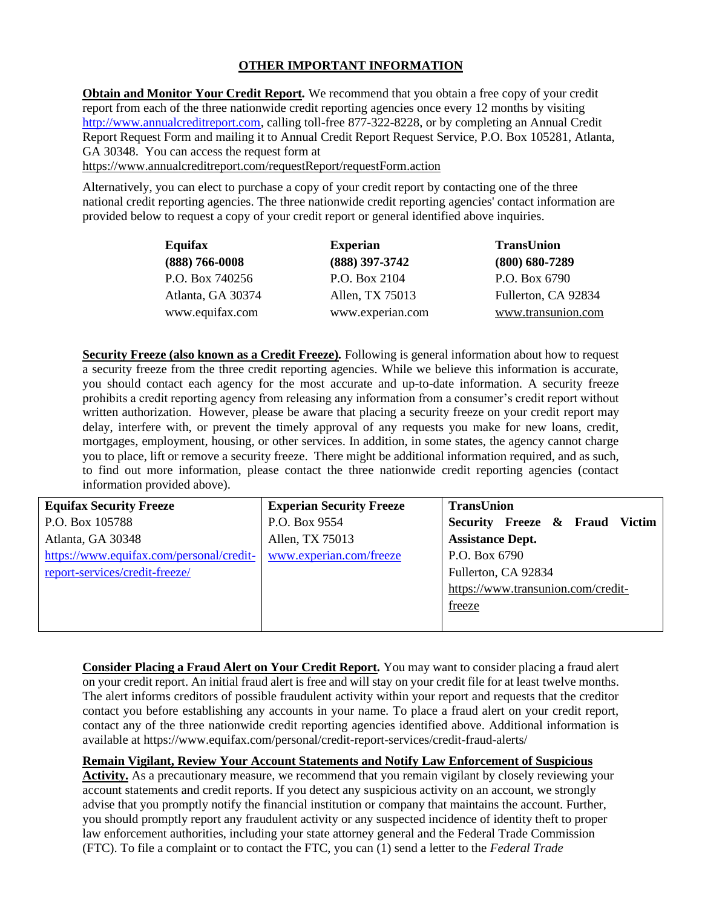## OTHER IMPORTANT INFORMATION

**Obtain and Monitor Your Credit Report.** We recommend that you obtain a free copy of your credit report from each of the three nationwide credit reporting agencies once every 12 months by visiting http://www.annualcreditreport.com, calling toll-free 877-322-8228, or by completing an Annual Credit Report Request Form and mailing it to Annual Credit Report Request Service, P.O. Box 105281, Atlanta, GA 30348. You can access the request form at https://www.annualcreditreport.com/requestReport/requestForm.action

Alternatively, you can elect to purchase a copy of your credit report by contacting one of the three national credit reporting agencies. The three nationwide credit reporting agencies' contact information are provided below to request a copy of your credit report or general identified above inquiries.

| Equifax | Experian | TransUnion |
|---|---|---|
| **(888) 766-0008** | **(888) 397-3742** | **(800) 680-7289** |
| P.O. Box 740256 | P.O. Box 2104 | P.O. Box 6790 |
| Atlanta, GA 30374 | Allen, TX 75013 | Fullerton, CA 92834 |
| www.equifax.com | www.experian.com | www.transunion.com |

**Security Freeze (also known as a Credit Freeze).** Following is general information about how to request a security freeze from the three credit reporting agencies. While we believe this information is accurate, you should contact each agency for the most accurate and up-to-date information. A security freeze prohibits a credit reporting agency from releasing any information from a consumer's credit report without written authorization. However, please be aware that placing a security freeze on your credit report may delay, interfere with, or prevent the timely approval of any requests you make for new loans, credit, mortgages, employment, housing, or other services. In addition, in some states, the agency cannot charge you to place, lift or remove a security freeze. There might be additional information required, and as such, to find out more information, please contact the three nationwide credit reporting agencies (contact information provided above).

| Equifax Security Freeze | Experian Security Freeze | TransUnion Security Freeze & Fraud Victim Assistance Dept. |
|---|---|---|
| P.O. Box 105788 | P.O. Box 9554 | P.O. Box 6790 |
| Atlanta, GA 30348 | Allen, TX 75013 | Fullerton, CA 92834 |
| https://www.equifax.com/personal/credit-report-services/credit-freeze/ | www.experian.com/freeze | https://www.transunion.com/credit-freeze |

**Consider Placing a Fraud Alert on Your Credit Report.** You may want to consider placing a fraud alert on your credit report. An initial fraud alert is free and will stay on your credit file for at least twelve months. The alert informs creditors of possible fraudulent activity within your report and requests that the creditor contact you before establishing any accounts in your name. To place a fraud alert on your credit report, contact any of the three nationwide credit reporting agencies identified above. Additional information is available at https://www.equifax.com/personal/credit-report-services/credit-fraud-alerts/

**Remain Vigilant, Review Your Account Statements and Notify Law Enforcement of Suspicious Activity.** As a precautionary measure, we recommend that you remain vigilant by closely reviewing your account statements and credit reports. If you detect any suspicious activity on an account, we strongly advise that you promptly notify the financial institution or company that maintains the account. Further, you should promptly report any fraudulent activity or any suspected incidence of identity theft to proper law enforcement authorities, including your state attorney general and the Federal Trade Commission (FTC). To file a complaint or to contact the FTC, you can (1) send a letter to the *Federal Trade*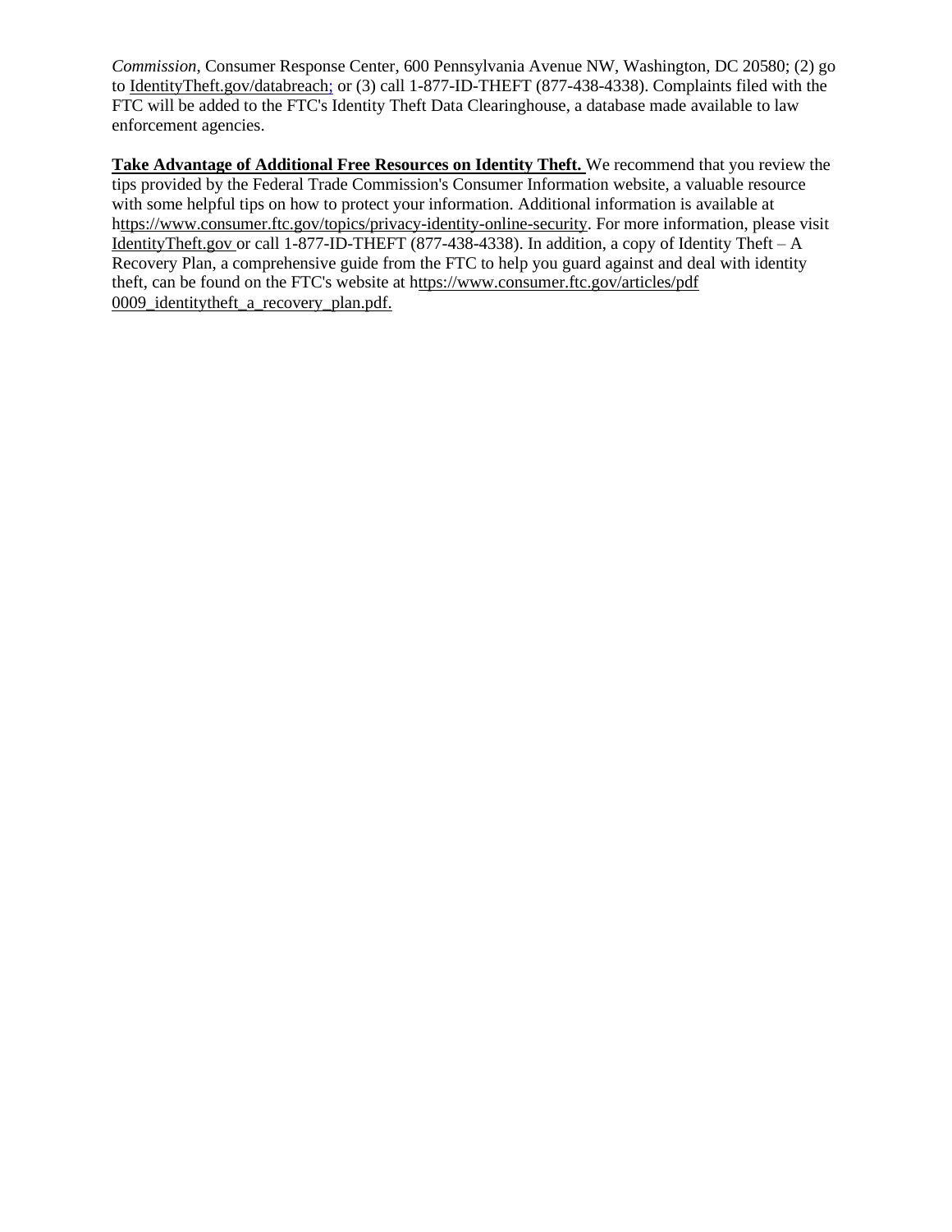*Commission*, Consumer Response Center, 600 Pennsylvania Avenue NW, Washington, DC 20580; (2) go to IdentityTheft.gov/databreach; or (3) call 1-877-ID-THEFT (877-438-4338). Complaints filed with the FTC will be added to the FTC's Identity Theft Data Clearinghouse, a database made available to law enforcement agencies.

**Take Advantage of Additional Free Resources on Identity Theft.** We recommend that you review the tips provided by the Federal Trade Commission's Consumer Information website, a valuable resource with some helpful tips on how to protect your information. Additional information is available at https://www.consumer.ftc.gov/topics/privacy-identity-online-security. For more information, please visit IdentityTheft.gov or call 1-877-ID-THEFT (877-438-4338). In addition, a copy of Identity Theft – A Recovery Plan, a comprehensive guide from the FTC to help you guard against and deal with identity theft, can be found on the FTC's website at https://www.consumer.ftc.gov/articles/pdf 0009_identitytheft_a_recovery_plan.pdf.